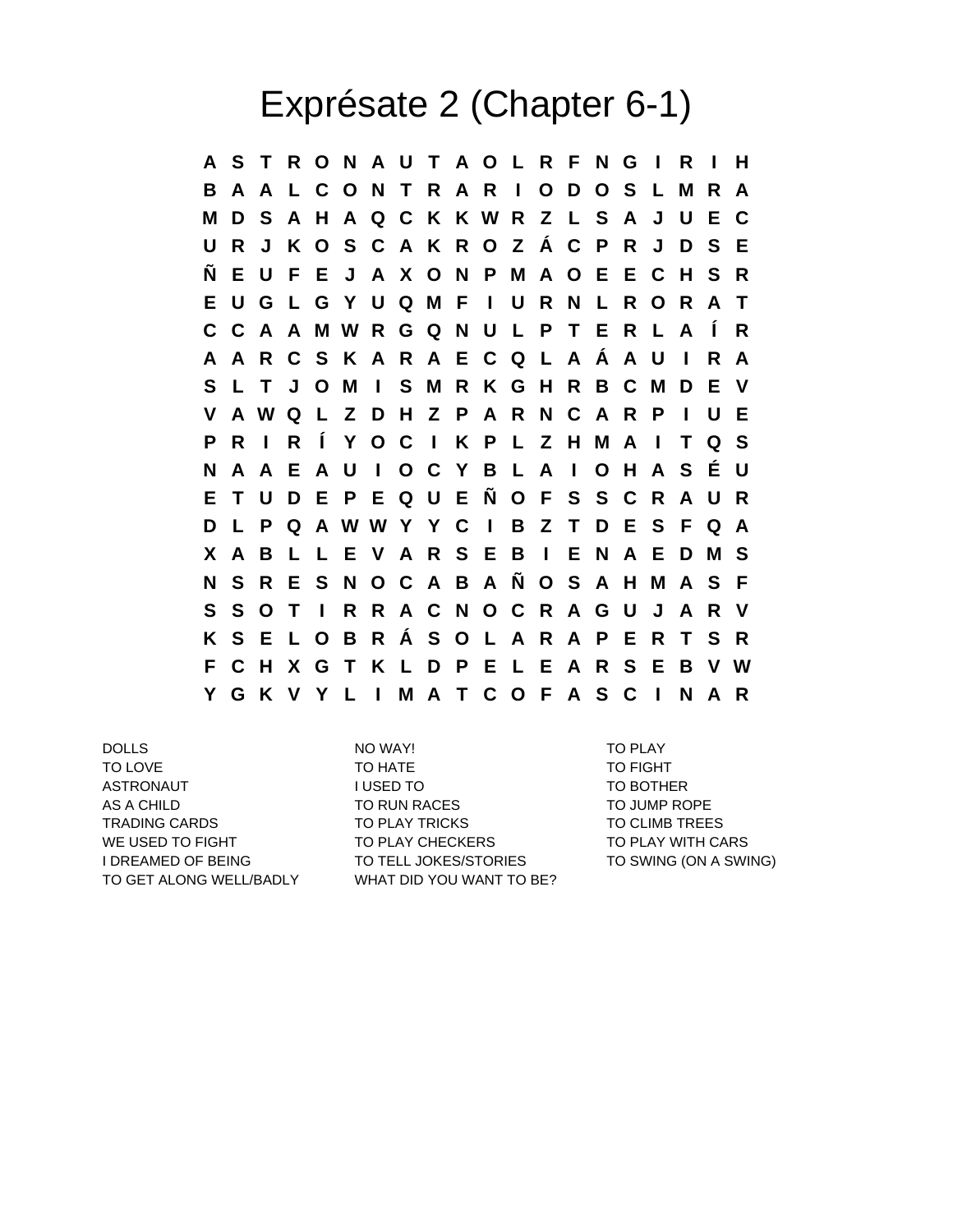# Exprésate 2 (Chapter 6-1)

```
A S T R O N A U T A O L R F N G I R I H
B A A L C O N T R A R I O D O S L M R A
M D S A H A Q C K K W R Z L S A J U E C
U R J K O S C A K R O Z Á C P R J D S E
Ñ E U F E J A X O N P M A O E E C H S R
E U G L G Y U Q M F I U R N L R O R A T
C C A A M W R G Q N U L P T E R L A Í R
A A R C S K A R A E C Q L A Á A U I R A
S L T J O M I S M R K G H R B C M D E V
V A W Q L Z D H Z P A R N C A R P I U E
P R I R Í Y O C I K P L Z H M A I T Q S
N A A E A U I O C Y B L A I O H A S É U
E T U D E P E Q U E Ñ O F S S C R A U R
D L P Q A W W Y Y C I B Z T D E S F Q A
X A B L L E V A R S E B I E N A E D M S
N S R E S N O C A B A Ñ O S A H M A S F
S S O T I R R A C N O C R A G U J A R V
K S E L O B R Á S O L A R A P E R T S R
F C H X G T K L D P E L E A R S E B V W
Y G K V Y L I M A T C O F A S C I N A R
```

DOLLS
TO LOVE
ASTRONAUT
AS A CHILD
TRADING CARDS
WE USED TO FIGHT
I DREAMED OF BEING
TO GET ALONG WELL/BADLY

NO WAY!
TO HATE
I USED TO
TO RUN RACES
TO PLAY TRICKS
TO PLAY CHECKERS
TO TELL JOKES/STORIES
WHAT DID YOU WANT TO BE?

TO PLAY
TO FIGHT
TO BOTHER
TO JUMP ROPE
TO CLIMB TREES
TO PLAY WITH CARS
TO SWING (ON A SWING)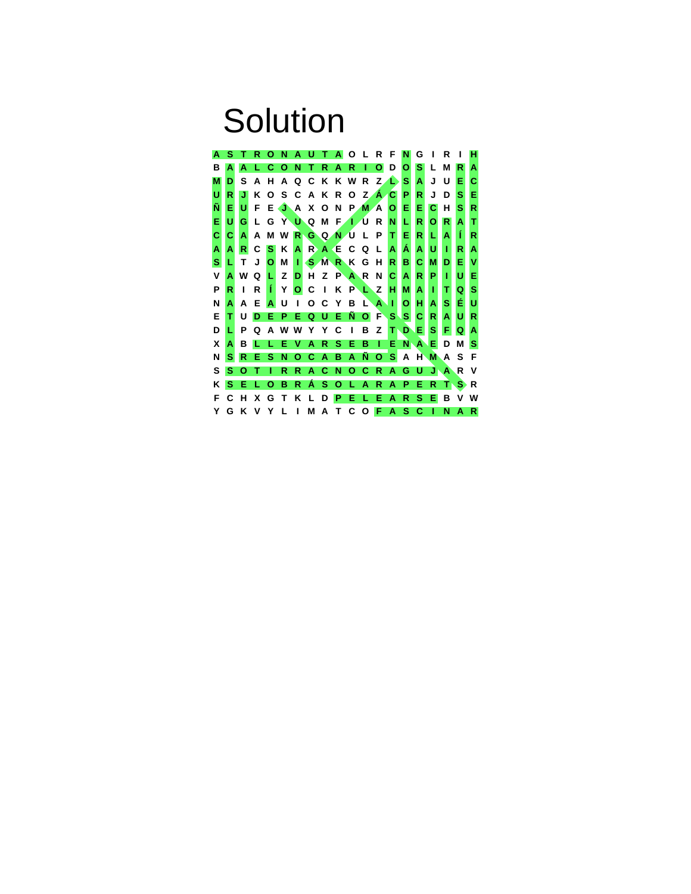# Solution

| | | | | | | | | | | | | | | | | | | | |
|---|---|---|---|---|---|---|---|---|---|---|---|---|---|---|---|---|---|---|---|
| A | S | T | R | O | N | A | U | T | A | O | L | R | F | N | G | I | R | I | H |
| B | A | A | L | C | O | N | T | R | A | R | I | O | D | O | S | L | M | R | A |
| M | D | S | A | H | A | Q | C | K | K | W | R | Z | L | S | A | J | U | E | C |
| U | R | J | K | O | S | C | A | K | R | O | Z | Á | C | P | R | J | D | S | E |
| Ñ | E | U | F | E | J | A | X | O | N | P | M | A | O | E | E | C | H | S | R |
| E | U | G | L | G | Y | U | Q | M | F | I | U | R | N | L | R | O | R | A | T |
| C | C | A | A | M | W | R | G | Q | N | U | L | P | T | E | R | L | A | Í | R |
| A | A | R | C | S | K | A | R | A | E | C | Q | L | A | Á | A | U | I | R | A |
| S | L | T | J | O | M | I | S | M | R | K | G | H | R | B | C | M | D | E | V |
| V | A | W | Q | L | Z | D | H | Z | P | A | R | N | C | A | R | P | I | U | E |
| P | R | I | R | Í | Y | O | C | I | K | P | L | Z | H | M | A | I | T | Q | S |
| N | A | A | E | A | U | I | O | C | Y | B | L | A | I | O | H | A | S | É | U |
| E | T | U | D | E | P | E | Q | U | E | Ñ | O | F | S | S | C | R | A | U | R |
| D | L | P | Q | A | W | W | Y | Y | C | I | B | Z | T | D | E | S | F | Q | A |
| X | A | B | L | L | E | V | A | R | S | E | B | I | E | N | A | E | D | M | S |
| N | S | R | E | S | N | O | C | A | B | A | Ñ | O | S | A | H | M | A | S | F |
| S | S | O | T | I | R | R | A | C | N | O | C | R | A | G | U | J | A | R | V |
| K | S | E | L | O | B | R | Á | S | O | L | A | R | A | P | E | R | T | S | R |
| F | C | H | X | G | T | K | L | D | P | E | L | E | A | R | S | E | B | V | W |
| Y | G | K | V | Y | L | I | M | A | T | C | O | F | A | S | C | I | N | A | R |